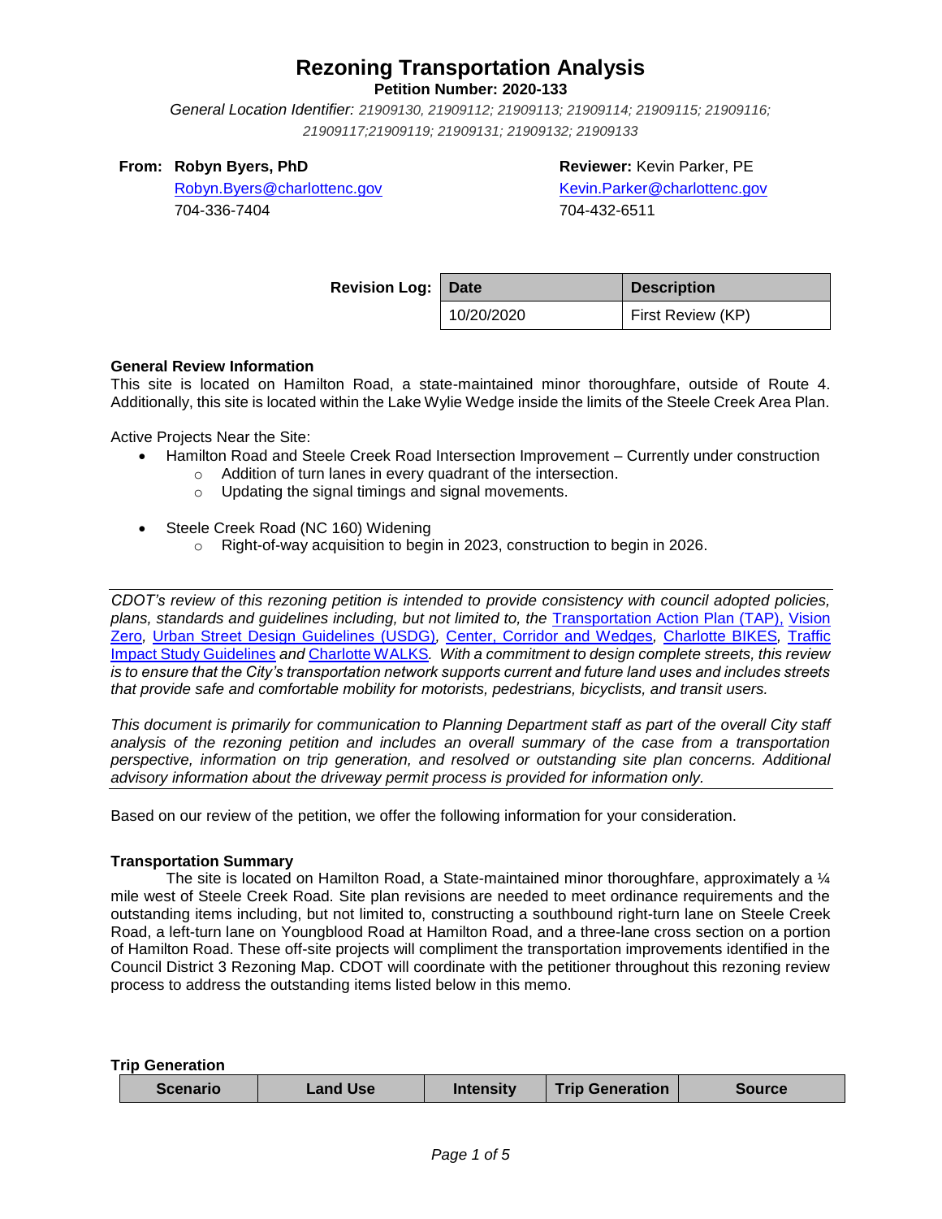# Rezoning Transportation Analysis

**Petition Number: 2020-133**

*General Location Identifier: 21909130, 21909112; 21909113; 21909114; 21909115; 21909116; 21909117;21909119; 21909131; 21909132; 21909133*

**From: Robyn Byers, PhD**
Robyn.Byers@charlottenc.gov
704-336-7404

**Reviewer:** Kevin Parker, PE
Kevin.Parker@charlottenc.gov
704-432-6511

**Revision Log:**

| Date | Description |
|---|---|
| 10/20/2020 | First Review (KP) |

**General Review Information**

This site is located on Hamilton Road, a state-maintained minor thoroughfare, outside of Route 4. Additionally, this site is located within the Lake Wylie Wedge inside the limits of the Steele Creek Area Plan.

Active Projects Near the Site:

- Hamilton Road and Steele Creek Road Intersection Improvement – Currently under construction
  - Addition of turn lanes in every quadrant of the intersection.
  - Updating the signal timings and signal movements.
- Steele Creek Road (NC 160) Widening
  - Right-of-way acquisition to begin in 2023, construction to begin in 2026.

*CDOT's review of this rezoning petition is intended to provide consistency with council adopted policies, plans, standards and guidelines including, but not limited to, the* Transportation Action Plan (TAP), Vision Zero*,* Urban Street Design Guidelines (USDG)*,* Center, Corridor and Wedges*,* Charlotte BIKES*,* Traffic Impact Study Guidelines *and* Charlotte WALKS*. With a commitment to design complete streets, this review is to ensure that the City's transportation network supports current and future land uses and includes streets that provide safe and comfortable mobility for motorists, pedestrians, bicyclists, and transit users.*

*This document is primarily for communication to Planning Department staff as part of the overall City staff analysis of the rezoning petition and includes an overall summary of the case from a transportation perspective, information on trip generation, and resolved or outstanding site plan concerns. Additional advisory information about the driveway permit process is provided for information only.*

Based on our review of the petition, we offer the following information for your consideration.

**Transportation Summary**

The site is located on Hamilton Road, a State-maintained minor thoroughfare, approximately a ¼ mile west of Steele Creek Road. Site plan revisions are needed to meet ordinance requirements and the outstanding items including, but not limited to, constructing a southbound right-turn lane on Steele Creek Road, a left-turn lane on Youngblood Road at Hamilton Road, and a three-lane cross section on a portion of Hamilton Road. These off-site projects will compliment the transportation improvements identified in the Council District 3 Rezoning Map. CDOT will coordinate with the petitioner throughout this rezoning review process to address the outstanding items listed below in this memo.

**Trip Generation**

| Scenario | Land Use | Intensity | Trip Generation | Source |
|---|---|---|---|---|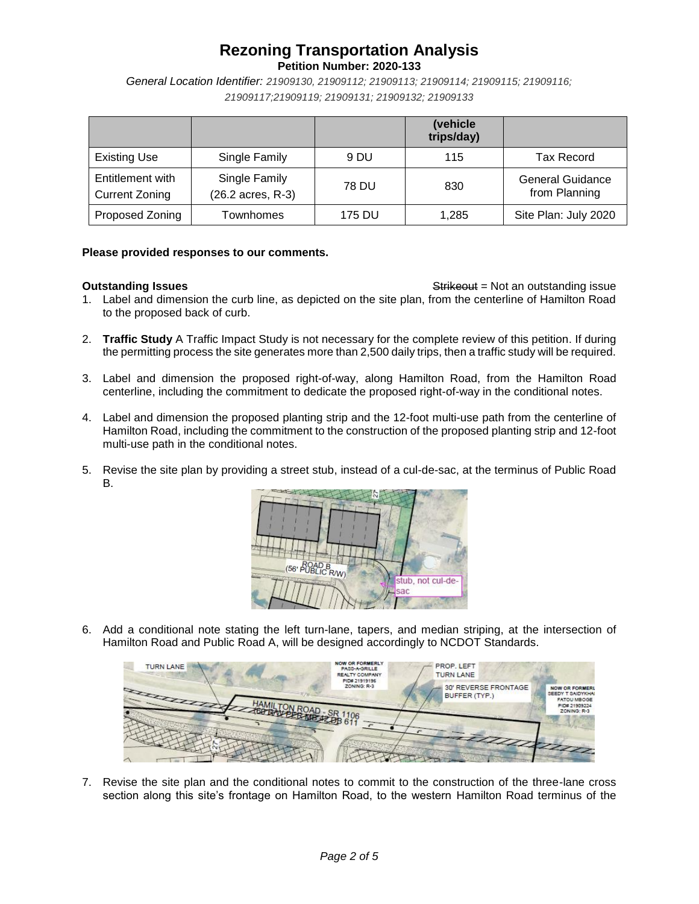# Rezoning Transportation Analysis

**Petition Number: 2020-133**

*General Location Identifier: 21909130, 21909112; 21909113; 21909114; 21909115; 21909116; 21909117;21909119; 21909131; 21909132; 21909133*

| | | | (vehicle trips/day) | |
|---|---|---|---|---|
| Existing Use | Single Family | 9 DU | 115 | Tax Record |
| Entitlement with Current Zoning | Single Family (26.2 acres, R-3) | 78 DU | 830 | General Guidance from Planning |
| Proposed Zoning | Townhomes | 175 DU | 1,285 | Site Plan: July 2020 |

**Please provided responses to our comments.**

**Outstanding Issues** ~~Strikeout~~ = Not an outstanding issue

1. Label and dimension the curb line, as depicted on the site plan, from the centerline of Hamilton Road to the proposed back of curb.

2. **Traffic Study** A Traffic Impact Study is not necessary for the complete review of this petition. If during the permitting process the site generates more than 2,500 daily trips, then a traffic study will be required.

3. Label and dimension the proposed right-of-way, along Hamilton Road, from the Hamilton Road centerline, including the commitment to dedicate the proposed right-of-way in the conditional notes.

4. Label and dimension the proposed planting strip and the 12-foot multi-use path from the centerline of Hamilton Road, including the commitment to the construction of the proposed planting strip and 12-foot multi-use path in the conditional notes.

5. Revise the site plan by providing a street stub, instead of a cul-de-sac, at the terminus of Public Road B.

6. Add a conditional note stating the left turn-lane, tapers, and median striping, at the intersection of Hamilton Road and Public Road A, will be designed accordingly to NCDOT Standards.

7. Revise the site plan and the conditional notes to commit to the construction of the three-lane cross section along this site's frontage on Hamilton Road, to the western Hamilton Road terminus of the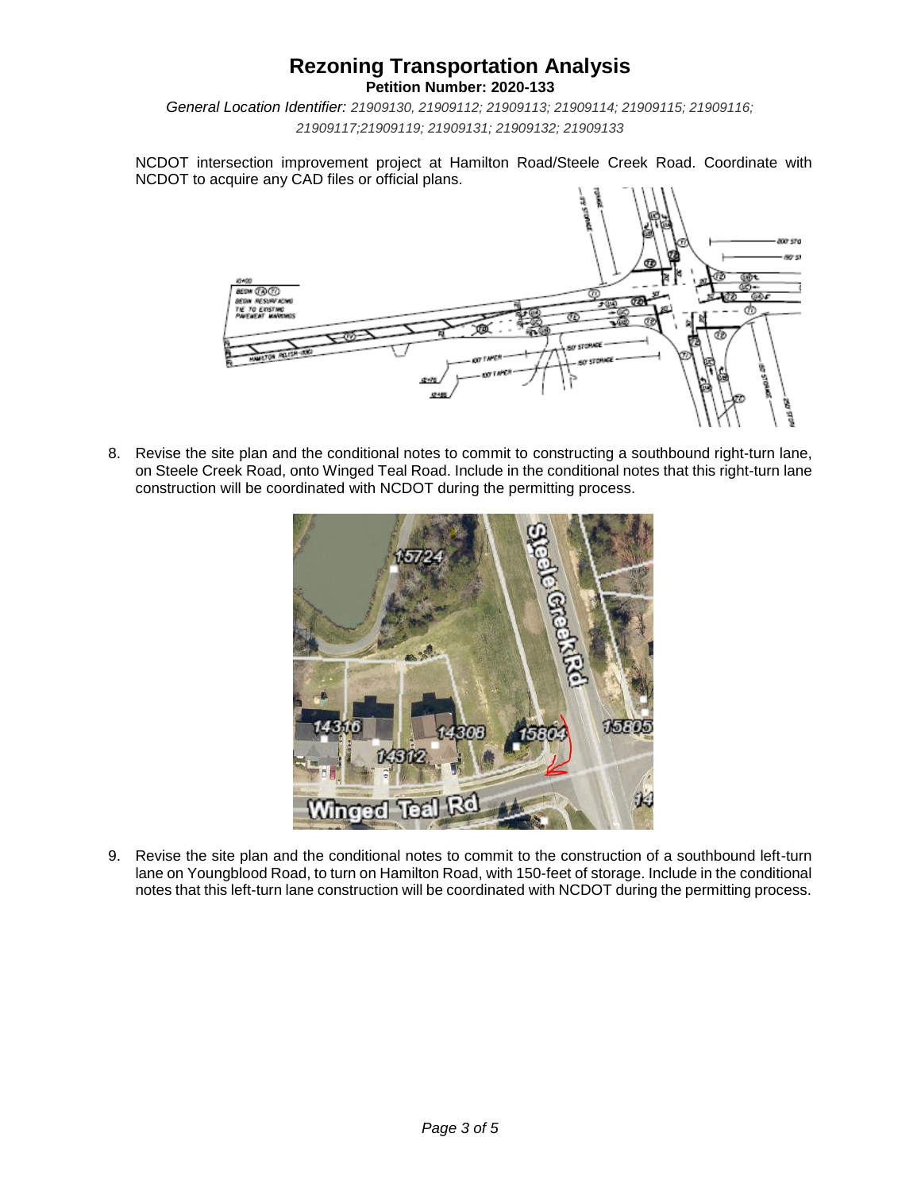# Rezoning Transportation Analysis

**Petition Number: 2020-133**

*General Location Identifier: 21909130, 21909112; 21909113; 21909114; 21909115; 21909116; 21909117;21909119; 21909131; 21909132; 21909133*

NCDOT intersection improvement project at Hamilton Road/Steele Creek Road. Coordinate with NCDOT to acquire any CAD files or official plans.

8. Revise the site plan and the conditional notes to commit to constructing a southbound right-turn lane, on Steele Creek Road, onto Winged Teal Road. Include in the conditional notes that this right-turn lane construction will be coordinated with NCDOT during the permitting process.

9. Revise the site plan and the conditional notes to commit to the construction of a southbound left-turn lane on Youngblood Road, to turn on Hamilton Road, with 150-feet of storage. Include in the conditional notes that this left-turn lane construction will be coordinated with NCDOT during the permitting process.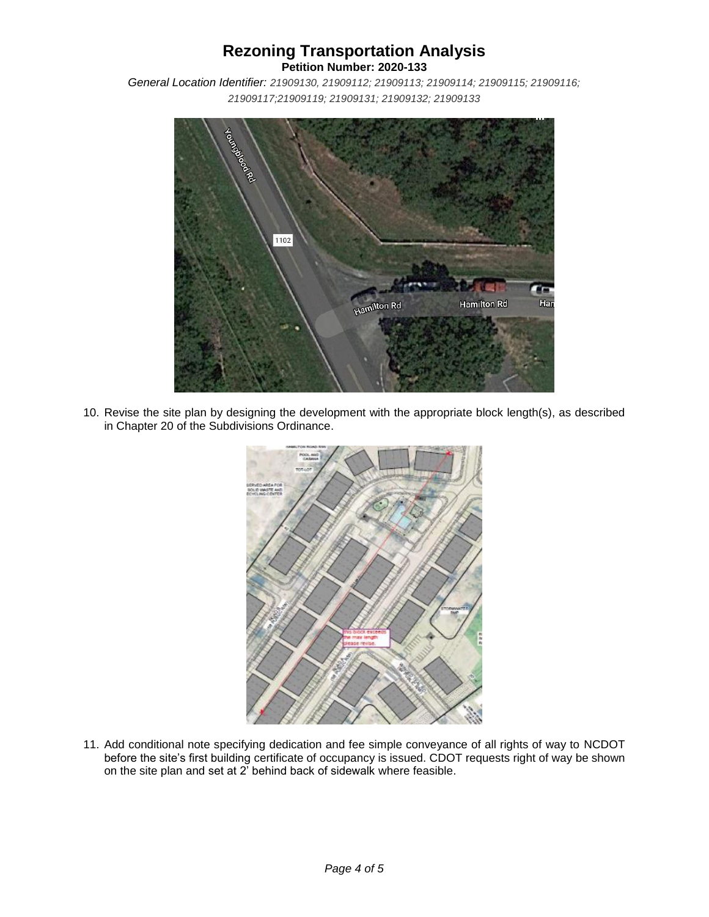# Rezoning Transportation Analysis

**Petition Number: 2020-133**

*General Location Identifier: 21909130, 21909112; 21909113; 21909114; 21909115; 21909116; 21909117;21909119; 21909131; 21909132; 21909133*

10. Revise the site plan by designing the development with the appropriate block length(s), as described in Chapter 20 of the Subdivisions Ordinance.

11. Add conditional note specifying dedication and fee simple conveyance of all rights of way to NCDOT before the site's first building certificate of occupancy is issued. CDOT requests right of way be shown on the site plan and set at 2' behind back of sidewalk where feasible.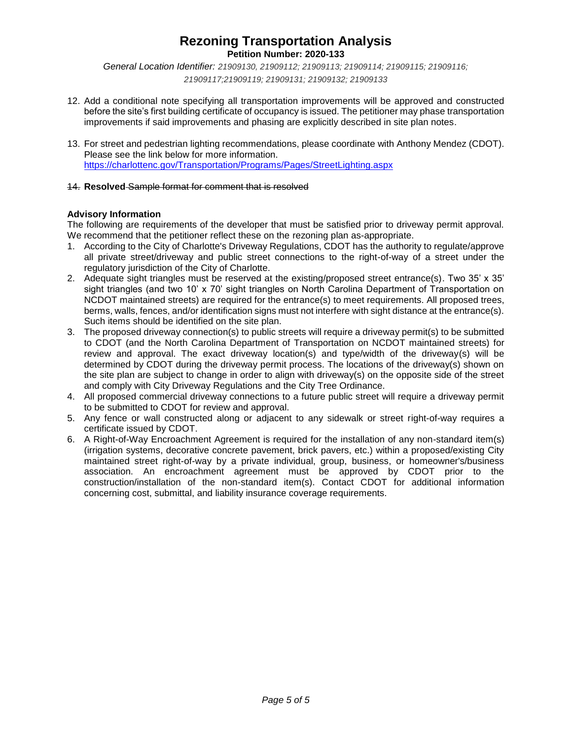# Rezoning Transportation Analysis

**Petition Number: 2020-133**

*General Location Identifier: 21909130, 21909112; 21909113; 21909114; 21909115; 21909116; 21909117;21909119; 21909131; 21909132; 21909133*

12. Add a conditional note specifying all transportation improvements will be approved and constructed before the site's first building certificate of occupancy is issued. The petitioner may phase transportation improvements if said improvements and phasing are explicitly described in site plan notes.

13. For street and pedestrian lighting recommendations, please coordinate with Anthony Mendez (CDOT). Please see the link below for more information.
    https://charlottenc.gov/Transportation/Programs/Pages/StreetLighting.aspx

14. **Resolved** ~~Sample format for comment that is resolved~~

**Advisory Information**

The following are requirements of the developer that must be satisfied prior to driveway permit approval. We recommend that the petitioner reflect these on the rezoning plan as-appropriate.

1. According to the City of Charlotte's Driveway Regulations, CDOT has the authority to regulate/approve all private street/driveway and public street connections to the right-of-way of a street under the regulatory jurisdiction of the City of Charlotte.
2. Adequate sight triangles must be reserved at the existing/proposed street entrance(s). Two 35' x 35' sight triangles (and two 10' x 70' sight triangles on North Carolina Department of Transportation on NCDOT maintained streets) are required for the entrance(s) to meet requirements. All proposed trees, berms, walls, fences, and/or identification signs must not interfere with sight distance at the entrance(s). Such items should be identified on the site plan.
3. The proposed driveway connection(s) to public streets will require a driveway permit(s) to be submitted to CDOT (and the North Carolina Department of Transportation on NCDOT maintained streets) for review and approval. The exact driveway location(s) and type/width of the driveway(s) will be determined by CDOT during the driveway permit process. The locations of the driveway(s) shown on the site plan are subject to change in order to align with driveway(s) on the opposite side of the street and comply with City Driveway Regulations and the City Tree Ordinance.
4. All proposed commercial driveway connections to a future public street will require a driveway permit to be submitted to CDOT for review and approval.
5. Any fence or wall constructed along or adjacent to any sidewalk or street right-of-way requires a certificate issued by CDOT.
6. A Right-of-Way Encroachment Agreement is required for the installation of any non-standard item(s) (irrigation systems, decorative concrete pavement, brick pavers, etc.) within a proposed/existing City maintained street right-of-way by a private individual, group, business, or homeowner's/business association. An encroachment agreement must be approved by CDOT prior to the construction/installation of the non-standard item(s). Contact CDOT for additional information concerning cost, submittal, and liability insurance coverage requirements.